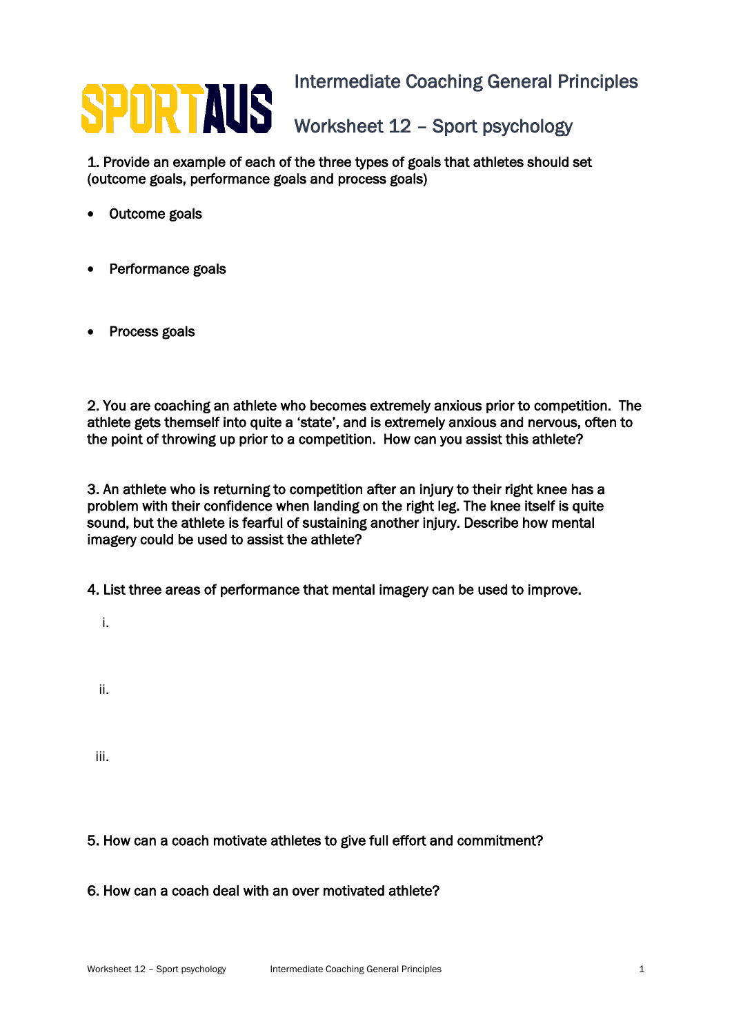SPORTAUS

# Intermediate Coaching General Principles

## Worksheet 12 – Sport psychology

1. Provide an example of each of the three types of goals that athletes should set (outcome goals, performance goals and process goals)

- Outcome goals

- Performance goals

- Process goals

2. You are coaching an athlete who becomes extremely anxious prior to competition. The athlete gets themself into quite a 'state', and is extremely anxious and nervous, often to the point of throwing up prior to a competition. How can you assist this athlete?

3. An athlete who is returning to competition after an injury to their right knee has a problem with their confidence when landing on the right leg. The knee itself is quite sound, but the athlete is fearful of sustaining another injury. Describe how mental imagery could be used to assist the athlete?

4. List three areas of performance that mental imagery can be used to improve.

i.

ii.

iii.

5. How can a coach motivate athletes to give full effort and commitment?

6. How can a coach deal with an over motivated athlete?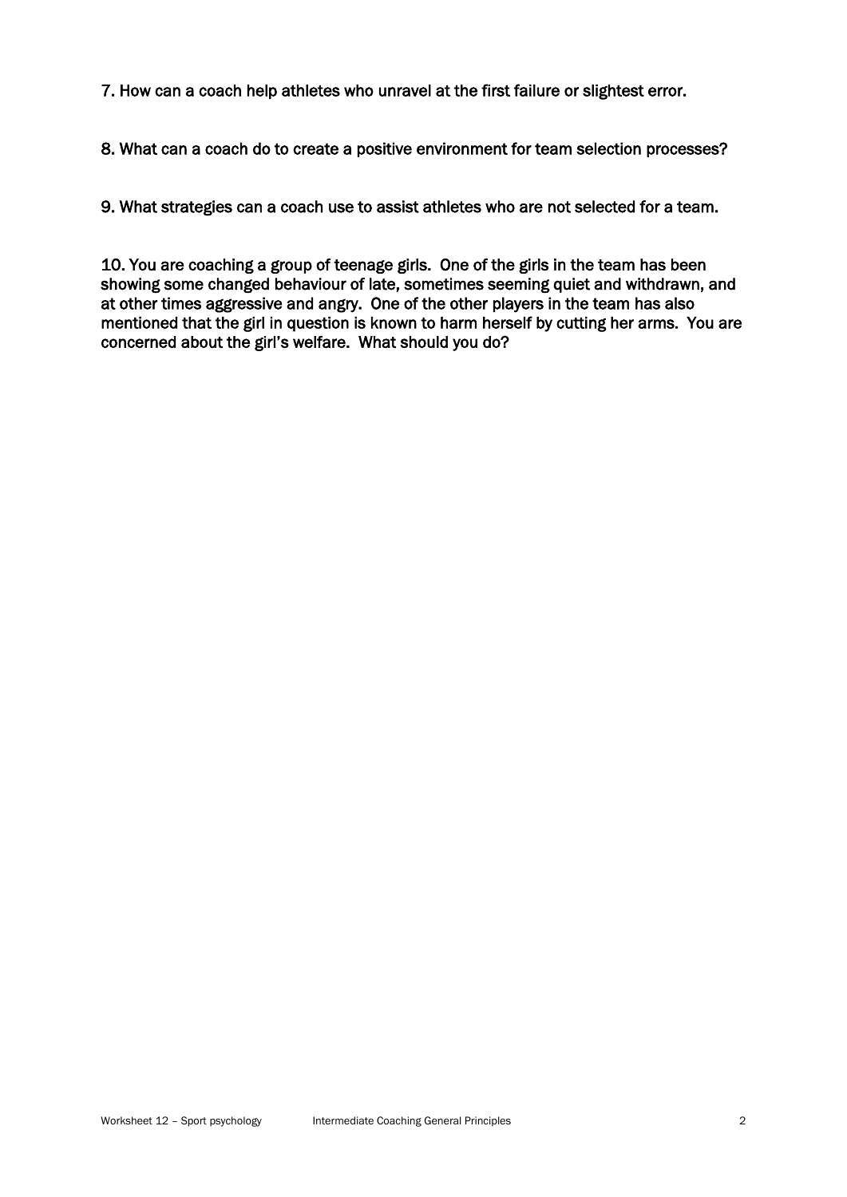7. How can a coach help athletes who unravel at the first failure or slightest error.

8. What can a coach do to create a positive environment for team selection processes?

9. What strategies can a coach use to assist athletes who are not selected for a team.

10. You are coaching a group of teenage girls. One of the girls in the team has been showing some changed behaviour of late, sometimes seeming quiet and withdrawn, and at other times aggressive and angry. One of the other players in the team has also mentioned that the girl in question is known to harm herself by cutting her arms. You are concerned about the girl's welfare. What should you do?